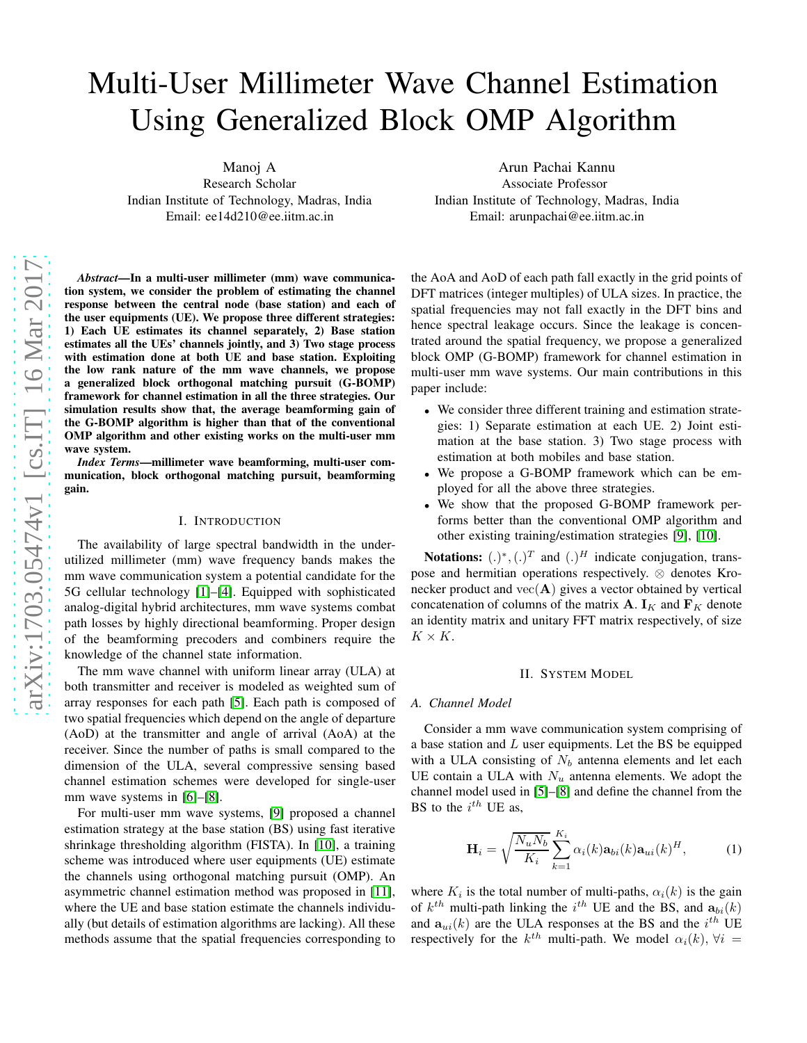# Multi-User Millimeter Wave Channel Estimation Using Generalized Block OMP Algorithm

Manoj A
Research Scholar
Indian Institute of Technology, Madras, India
Email: ee14d210@ee.iitm.ac.in

Arun Pachai Kannu
Associate Professor
Indian Institute of Technology, Madras, India
Email: arunpachai@ee.iitm.ac.in

***Abstract*—In a multi-user millimeter (mm) wave communication system, we consider the problem of estimating the channel response between the central node (base station) and each of the user equipments (UE). We propose three different strategies: 1) Each UE estimates its channel separately, 2) Base station estimates all the UEs' channels jointly, and 3) Two stage process with estimation done at both UE and base station. Exploiting the low rank nature of the mm wave channels, we propose a generalized block orthogonal matching pursuit (G-BOMP) framework for channel estimation in all the three strategies. Our simulation results show that, the average beamforming gain of the G-BOMP algorithm is higher than that of the conventional OMP algorithm and other existing works on the multi-user mm wave system.**

***Index Terms*—millimeter wave beamforming, multi-user communication, block orthogonal matching pursuit, beamforming gain.**

## I. Introduction

The availability of large spectral bandwidth in the underutilized millimeter (mm) wave frequency bands makes the mm wave communication system a potential candidate for the 5G cellular technology [1]–[4]. Equipped with sophisticated analog-digital hybrid architectures, mm wave systems combat path losses by highly directional beamforming. Proper design of the beamforming precoders and combiners require the knowledge of the channel state information.

The mm wave channel with uniform linear array (ULA) at both transmitter and receiver is modeled as weighted sum of array responses for each path [5]. Each path is composed of two spatial frequencies which depend on the angle of departure (AoD) at the transmitter and angle of arrival (AoA) at the receiver. Since the number of paths is small compared to the dimension of the ULA, several compressive sensing based channel estimation schemes were developed for single-user mm wave systems in [6]–[8].

For multi-user mm wave systems, [9] proposed a channel estimation strategy at the base station (BS) using fast iterative shrinkage thresholding algorithm (FISTA). In [10], a training scheme was introduced where user equipments (UE) estimate the channels using orthogonal matching pursuit (OMP). An asymmetric channel estimation method was proposed in [11], where the UE and base station estimate the channels individually (but details of estimation algorithms are lacking). All these methods assume that the spatial frequencies corresponding to the AoA and AoD of each path fall exactly in the grid points of DFT matrices (integer multiples) of ULA sizes. In practice, the spatial frequencies may not fall exactly in the DFT bins and hence spectral leakage occurs. Since the leakage is concentrated around the spatial frequency, we propose a generalized block OMP (G-BOMP) framework for channel estimation in multi-user mm wave systems. Our main contributions in this paper include:

- We consider three different training and estimation strategies: 1) Separate estimation at each UE. 2) Joint estimation at the base station. 3) Two stage process with estimation at both mobiles and base station.
- We propose a G-BOMP framework which can be employed for all the above three strategies.
- We show that the proposed G-BOMP framework performs better than the conventional OMP algorithm and other existing training/estimation strategies [9], [10].

**Notations:** $(.)^*, (.)^T$ and $(.)^H$ indicate conjugation, transpose and hermitian operations respectively. $\otimes$ denotes Kronecker product and $\text{vec}(\mathbf{A})$ gives a vector obtained by vertical concatenation of columns of the matrix $\mathbf{A}$. $\mathbf{I}_K$ and $\mathbf{F}_K$ denote an identity matrix and unitary FFT matrix respectively, of size $K \times K$.

## II. System Model

### A. Channel Model

Consider a mm wave communication system comprising of a base station and $L$ user equipments. Let the BS be equipped with a ULA consisting of $N_b$ antenna elements and let each UE contain a ULA with $N_u$ antenna elements. We adopt the channel model used in [5]–[8] and define the channel from the BS to the $i^{th}$ UE as,

$$\mathbf{H}_i = \sqrt{\frac{N_u N_b}{K_i}} \sum_{k=1}^{K_i} \alpha_i(k) \mathbf{a}_{bi}(k) \mathbf{a}_{ui}(k)^H, \tag{1}$$

where $K_i$ is the total number of multi-paths, $\alpha_i(k)$ is the gain of $k^{th}$ multi-path linking the $i^{th}$ UE and the BS, and $\mathbf{a}_{bi}(k)$ and $\mathbf{a}_{ui}(k)$ are the ULA responses at the BS and the $i^{th}$ UE respectively for the $k^{th}$ multi-path. We model $\alpha_i(k)$, $\forall i =$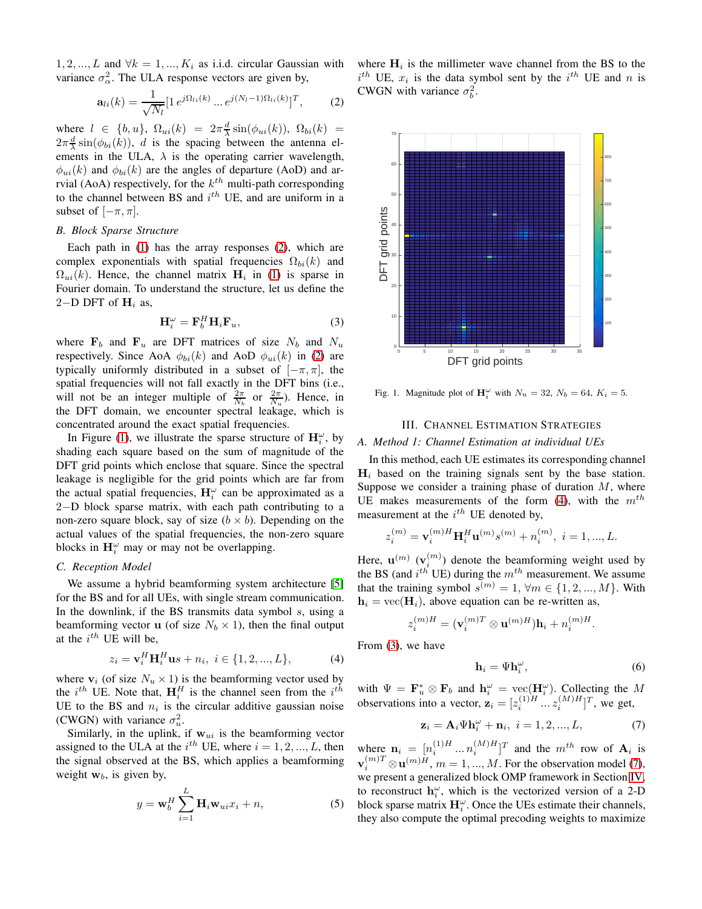$1, 2, ..., L$ and $\forall k = 1, ..., K_i$ as i.i.d. circular Gaussian with variance $\sigma_\alpha^2$. The ULA response vectors are given by,

$$\mathbf{a}_{li}(k) = \frac{1}{\sqrt{N_l}}[1 \, e^{j\Omega_{li}(k)} \, ... \, e^{j(N_l-1)\Omega_{li}(k)}]^T, \tag{2}$$

where $l \in \{b, u\}$, $\Omega_{ui}(k) = 2\pi\frac{d}{\lambda}\sin(\phi_{ui}(k))$, $\Omega_{bi}(k) = 2\pi\frac{d}{\lambda}\sin(\phi_{bi}(k))$, $d$ is the spacing between the antenna elements in the ULA, $\lambda$ is the operating carrier wavelength, $\phi_{ui}(k)$ and $\phi_{bi}(k)$ are the angles of departure (AoD) and arrvial (AoA) respectively, for the $k^{th}$ multi-path corresponding to the channel between BS and $i^{th}$ UE, and are uniform in a subset of $[-\pi, \pi]$.

### B. Block Sparse Structure

Each path in (1) has the array responses (2), which are complex exponentials with spatial frequencies $\Omega_{bi}(k)$ and $\Omega_{ui}(k)$. Hence, the channel matrix $\mathbf{H}_i$ in (1) is sparse in Fourier domain. To understand the structure, let us define the $2-$D DFT of $\mathbf{H}_i$ as,

$$\mathbf{H}_i^\omega = \mathbf{F}_b^H \mathbf{H}_i \mathbf{F}_u, \tag{3}$$

where $\mathbf{F}_b$ and $\mathbf{F}_u$ are DFT matrices of size $N_b$ and $N_u$ respectively. Since AoA $\phi_{bi}(k)$ and AoD $\phi_{ui}(k)$ in (2) are typically uniformly distributed in a subset of $[-\pi, \pi]$, the spatial frequencies will not fall exactly in the DFT bins (i.e., will not be an integer multiple of $\frac{2\pi}{N_b}$ or $\frac{2\pi}{N_u}$). Hence, in the DFT domain, we encounter spectral leakage, which is concentrated around the exact spatial frequencies.

In Figure (1), we illustrate the sparse structure of $\mathbf{H}_i^\omega$, by shading each square based on the sum of magnitude of the DFT grid points which enclose that square. Since the spectral leakage is negligible for the grid points which are far from the actual spatial frequencies, $\mathbf{H}_i^\omega$ can be approximated as a $2-$D block sparse matrix, with each path contributing to a non-zero square block, say of size $(b \times b)$. Depending on the actual values of the spatial frequencies, the non-zero square blocks in $\mathbf{H}_i^\omega$ may or may not be overlapping.

### C. Reception Model

We assume a hybrid beamforming system architecture [5] for the BS and for all UEs, with single stream communication. In the downlink, if the BS transmits data symbol $s$, using a beamforming vector $\mathbf{u}$ (of size $N_b \times 1$), then the final output at the $i^{th}$ UE will be,

$$z_i = \mathbf{v}_i^H \mathbf{H}_i^H \mathbf{u} s + n_i, \;\; i \in \{1, 2, ..., L\}, \tag{4}$$

where $\mathbf{v}_i$ (of size $N_u \times 1$) is the beamforming vector used by the $i^{th}$ UE. Note that, $\mathbf{H}_i^H$ is the channel seen from the $i^{th}$ UE to the BS and $n_i$ is the circular additive gaussian noise (CWGN) with variance $\sigma_u^2$.

Similarly, in the uplink, if $\mathbf{w}_{ui}$ is the beamforming vector assigned to the ULA at the $i^{th}$ UE, where $i = 1, 2, ..., L$, then the signal observed at the BS, which applies a beamforming weight $\mathbf{w}_b$, is given by,

$$y = \mathbf{w}_b^H \sum_{i=1}^{L} \mathbf{H}_i \mathbf{w}_{ui} x_i + n, \tag{5}$$

where $\mathbf{H}_i$ is the millimeter wave channel from the BS to the $i^{th}$ UE, $x_i$ is the data symbol sent by the $i^{th}$ UE and $n$ is CWGN with variance $\sigma_b^2$.

Fig. 1. Magnitude plot of $\mathbf{H}_i^\omega$ with $N_u = 32$, $N_b = 64$, $K_i = 5$.

## III. Channel Estimation Strategies

### A. Method 1: Channel Estimation at individual UEs

In this method, each UE estimates its corresponding channel $\mathbf{H}_i$ based on the training signals sent by the base station. Suppose we consider a training phase of duration $M$, where UE makes measurements of the form (4), with the $m^{th}$ measurement at the $i^{th}$ UE denoted by,

$$z_i^{(m)} = \mathbf{v}_i^{(m)H} \mathbf{H}_i^H \mathbf{u}^{(m)} s^{(m)} + n_i^{(m)}, \;\; i = 1, ..., L.$$

Here, $\mathbf{u}^{(m)}$ ($\mathbf{v}_i^{(m)}$) denote the beamforming weight used by the BS (and $i^{th}$ UE) during the $m^{th}$ measurement. We assume that the training symbol $s^{(m)} = 1$, $\forall m \in \{1, 2, ..., M\}$. With $\mathbf{h}_i = \text{vec}(\mathbf{H}_i)$, above equation can be re-written as,

$$z_i^{(m)H} = (\mathbf{v}_i^{(m)T} \otimes \mathbf{u}^{(m)H})\mathbf{h}_i + n_i^{(m)H}.$$

From (3), we have

$$\mathbf{h}_i = \Psi \mathbf{h}_i^\omega, \tag{6}$$

with $\Psi = \mathbf{F}_u^* \otimes \mathbf{F}_b$ and $\mathbf{h}_i^\omega = \text{vec}(\mathbf{H}_i^\omega)$. Collecting the $M$ observations into a vector, $\mathbf{z}_i = [z_i^{(1)H} \, ... \, z_i^{(M)H}]^T$, we get,

$$\mathbf{z}_i = \mathbf{A}_i \Psi \mathbf{h}_i^\omega + \mathbf{n}_i, \;\; i = 1, 2, ..., L, \tag{7}$$

where $\mathbf{n}_i = [n_i^{(1)H} \, ... \, n_i^{(M)H}]^T$ and the $m^{th}$ row of $\mathbf{A}_i$ is $\mathbf{v}_i^{(m)T} \otimes \mathbf{u}^{(m)H}$, $m = 1, ..., M$. For the observation model (7), we present a generalized block OMP framework in Section IV, to reconstruct $\mathbf{h}_i^\omega$, which is the vectorized version of a 2-D block sparse matrix $\mathbf{H}_i^\omega$. Once the UEs estimate their channels, they also compute the optimal precoding weights to maximize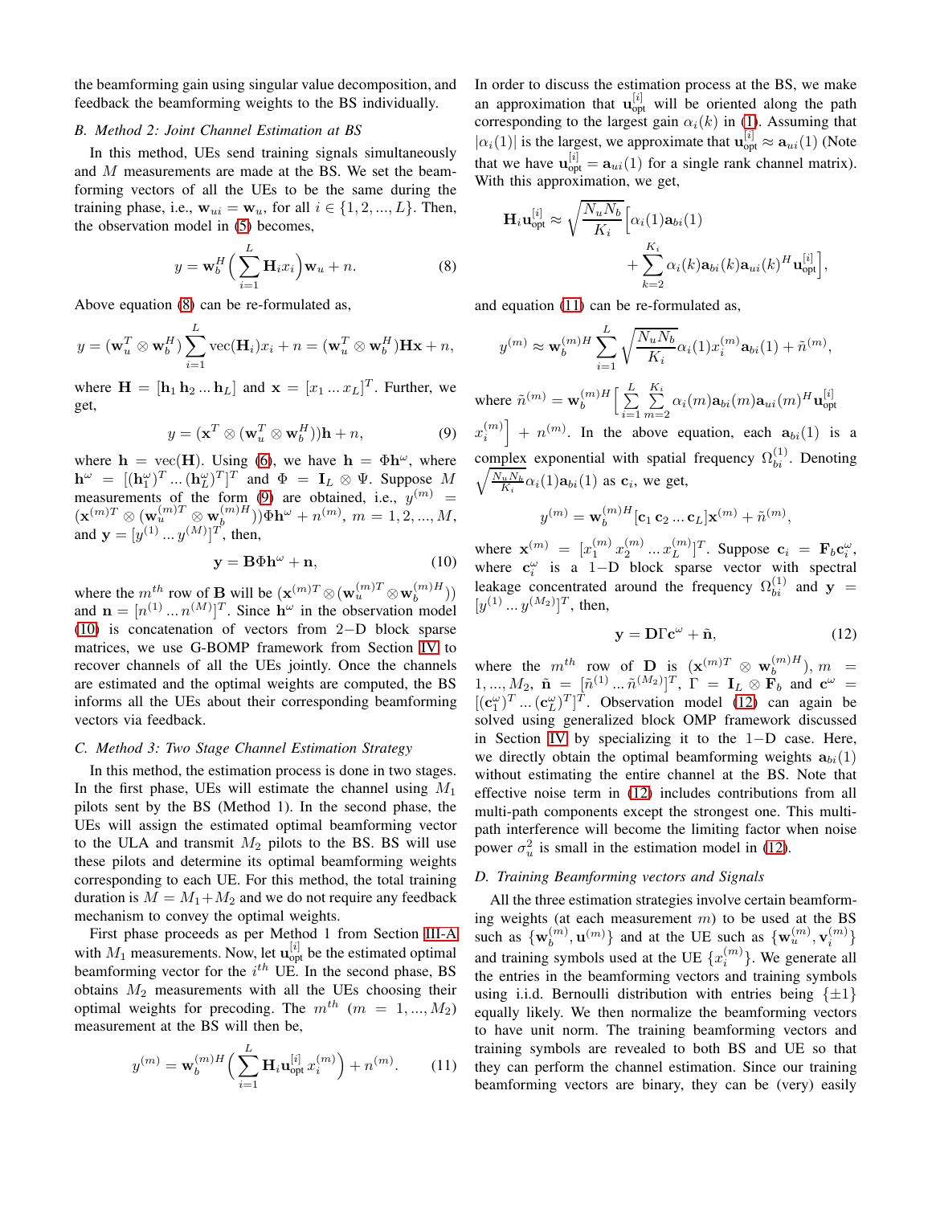the beamforming gain using singular value decomposition, and feedback the beamforming weights to the BS individually.

### B. Method 2: Joint Channel Estimation at BS

In this method, UEs send training signals simultaneously and $M$ measurements are made at the BS. We set the beamforming vectors of all the UEs to be the same during the training phase, i.e., $\mathbf{w}_{ui} = \mathbf{w}_u$, for all $i \in \{1, 2, ..., L\}$. Then, the observation model in (5) becomes,

$$y = \mathbf{w}_b^H \Big( \sum_{i=1}^{L} \mathbf{H}_i x_i \Big) \mathbf{w}_u + n. \tag{8}$$

Above equation (8) can be re-formulated as,

$$y = (\mathbf{w}_u^T \otimes \mathbf{w}_b^H) \sum_{i=1}^{L} \text{vec}(\mathbf{H}_i) x_i + n = (\mathbf{w}_u^T \otimes \mathbf{w}_b^H) \mathbf{H}\mathbf{x} + n,$$

where $\mathbf{H} = [\mathbf{h}_1 \, \mathbf{h}_2 \, ... \, \mathbf{h}_L]$ and $\mathbf{x} = [x_1 \, ... \, x_L]^T$. Further, we get,

$$y = (\mathbf{x}^T \otimes (\mathbf{w}_u^T \otimes \mathbf{w}_b^H))\mathbf{h} + n, \tag{9}$$

where $\mathbf{h} = \text{vec}(\mathbf{H})$. Using (6), we have $\mathbf{h} = \Phi \mathbf{h}^\omega$, where $\mathbf{h}^\omega = [(\mathbf{h}_1^\omega)^T \, ... \, (\mathbf{h}_L^\omega)^T]^T$ and $\Phi = \mathbf{I}_L \otimes \Psi$. Suppose $M$ measurements of the form (9) are obtained, i.e., $y^{(m)} = (\mathbf{x}^{(m)T} \otimes (\mathbf{w}_u^{(m)T} \otimes \mathbf{w}_b^{(m)H}))\Phi \mathbf{h}^\omega + n^{(m)}$, $m = 1, 2, ..., M$, and $\mathbf{y} = [y^{(1)} \, ... \, y^{(M)}]^T$, then,

$$\mathbf{y} = \mathbf{B}\Phi \mathbf{h}^\omega + \mathbf{n}, \tag{10}$$

where the $m^{th}$ row of $\mathbf{B}$ will be $(\mathbf{x}^{(m)T} \otimes (\mathbf{w}_u^{(m)T} \otimes \mathbf{w}_b^{(m)H}))$ and $\mathbf{n} = [n^{(1)} \, ... \, n^{(M)}]^T$. Since $\mathbf{h}^\omega$ in the observation model (10) is concatenation of vectors from $2-$D block sparse matrices, we use G-BOMP framework from Section IV to recover channels of all the UEs jointly. Once the channels are estimated and the optimal weights are computed, the BS informs all the UEs about their corresponding beamforming vectors via feedback.

### C. Method 3: Two Stage Channel Estimation Strategy

In this method, the estimation process is done in two stages. In the first phase, UEs will estimate the channel using $M_1$ pilots sent by the BS (Method 1). In the second phase, the UEs will assign the estimated optimal beamforming vector to the ULA and transmit $M_2$ pilots to the BS. BS will use these pilots and determine its optimal beamforming weights corresponding to each UE. For this method, the total training duration is $M = M_1 + M_2$ and we do not require any feedback mechanism to convey the optimal weights.

First phase proceeds as per Method 1 from Section III-A with $M_1$ measurements. Now, let $\mathbf{u}_{\text{opt}}^{[i]}$ be the estimated optimal beamforming vector for the $i^{th}$ UE. In the second phase, BS obtains $M_2$ measurements with all the UEs choosing their optimal weights for precoding. The $m^{th}$ $(m = 1, ..., M_2)$ measurement at the BS will then be,

$$y^{(m)} = \mathbf{w}_b^{(m)H} \Big( \sum_{i=1}^{L} \mathbf{H}_i \mathbf{u}_{\text{opt}}^{[i]} x_i^{(m)} \Big) + n^{(m)}. \tag{11}$$

In order to discuss the estimation process at the BS, we make an approximation that $\mathbf{u}_{\text{opt}}^{[i]}$ will be oriented along the path corresponding to the largest gain $\alpha_i(k)$ in (1). Assuming that $|\alpha_i(1)|$ is the largest, we approximate that $\mathbf{u}_{\text{opt}}^{[i]} \approx \mathbf{a}_{ui}(1)$ (Note that we have $\mathbf{u}_{\text{opt}}^{[i]} = \mathbf{a}_{ui}(1)$ for a single rank channel matrix). With this approximation, we get,

$$\mathbf{H}_i \mathbf{u}_{\text{opt}}^{[i]} \approx \sqrt{\frac{N_u N_b}{K_i}} \Big[ \alpha_i(1) \mathbf{a}_{bi}(1) + \sum_{k=2}^{K_i} \alpha_i(k) \mathbf{a}_{bi}(k) \mathbf{a}_{ui}(k)^H \mathbf{u}_{\text{opt}}^{[i]} \Big],$$

and equation (11) can be re-formulated as,

$$y^{(m)} \approx \mathbf{w}_b^{(m)H} \sum_{i=1}^{L} \sqrt{\frac{N_u N_b}{K_i}} \alpha_i(1) x_i^{(m)} \mathbf{a}_{bi}(1) + \tilde{n}^{(m)},$$

where $\tilde{n}^{(m)} = \mathbf{w}_b^{(m)H} \Big[ \sum_{i=1}^{L} \sum_{m=2}^{K_i} \alpha_i(m) \mathbf{a}_{bi}(m) \mathbf{a}_{ui}(m)^H \mathbf{u}_{\text{opt}}^{[i]} x_i^{(m)} \Big] + n^{(m)}$. In the above equation, each $\mathbf{a}_{bi}(1)$ is a complex exponential with spatial frequency $\Omega_{bi}^{(1)}$. Denoting $\sqrt{\frac{N_u N_b}{K_i}} \alpha_i(1) \mathbf{a}_{bi}(1)$ as $\mathbf{c}_i$, we get,

$$y^{(m)} = \mathbf{w}_b^{(m)H} [\mathbf{c}_1 \, \mathbf{c}_2 \, ... \, \mathbf{c}_L] \mathbf{x}^{(m)} + \tilde{n}^{(m)},$$

where $\mathbf{x}^{(m)} = [x_1^{(m)} \, x_2^{(m)} \, ... \, x_L^{(m)}]^T$. Suppose $\mathbf{c}_i = \mathbf{F}_b \mathbf{c}_i^\omega$, where $\mathbf{c}_i^\omega$ is a $1-$D block sparse vector with spectral leakage concentrated around the frequency $\Omega_{bi}^{(1)}$ and $\mathbf{y} = [y^{(1)} \, ... \, y^{(M_2)}]^T$, then,

$$\mathbf{y} = \mathbf{D}\Gamma \mathbf{c}^\omega + \tilde{\mathbf{n}}, \tag{12}$$

where the $m^{th}$ row of $\mathbf{D}$ is $(\mathbf{x}^{(m)T} \otimes \mathbf{w}_b^{(m)H})$, $m = 1, ..., M_2$, $\tilde{\mathbf{n}} = [\tilde{n}^{(1)} \, ... \, \tilde{n}^{(M_2)}]^T$, $\Gamma = \mathbf{I}_L \otimes \mathbf{F}_b$ and $\mathbf{c}^\omega = [(\mathbf{c}_1^\omega)^T \, ... \, (\mathbf{c}_L^\omega)^T]^T$. Observation model (12) can again be solved using generalized block OMP framework discussed in Section IV by specializing it to the $1-$D case. Here, we directly obtain the optimal beamforming weights $\mathbf{a}_{bi}(1)$ without estimating the entire channel at the BS. Note that effective noise term in (12) includes contributions from all multi-path components except the strongest one. This multi-path interference will become the limiting factor when noise power $\sigma_u^2$ is small in the estimation model in (12).

### D. Training Beamforming vectors and Signals

All the three estimation strategies involve certain beamforming weights (at each measurement $m$) to be used at the BS such as $\{\mathbf{w}_b^{(m)}, \mathbf{u}^{(m)}\}$ and at the UE such as $\{\mathbf{w}_u^{(m)}, \mathbf{v}_i^{(m)}\}$ and training symbols used at the UE $\{x_i^{(m)}\}$. We generate all the entries in the beamforming vectors and training symbols using i.i.d. Bernoulli distribution with entries being $\{\pm 1\}$ equally likely. We then normalize the beamforming vectors to have unit norm. The training beamforming vectors and training symbols are revealed to both BS and UE so that they can perform the channel estimation. Since our training beamforming vectors are binary, they can be (very) easily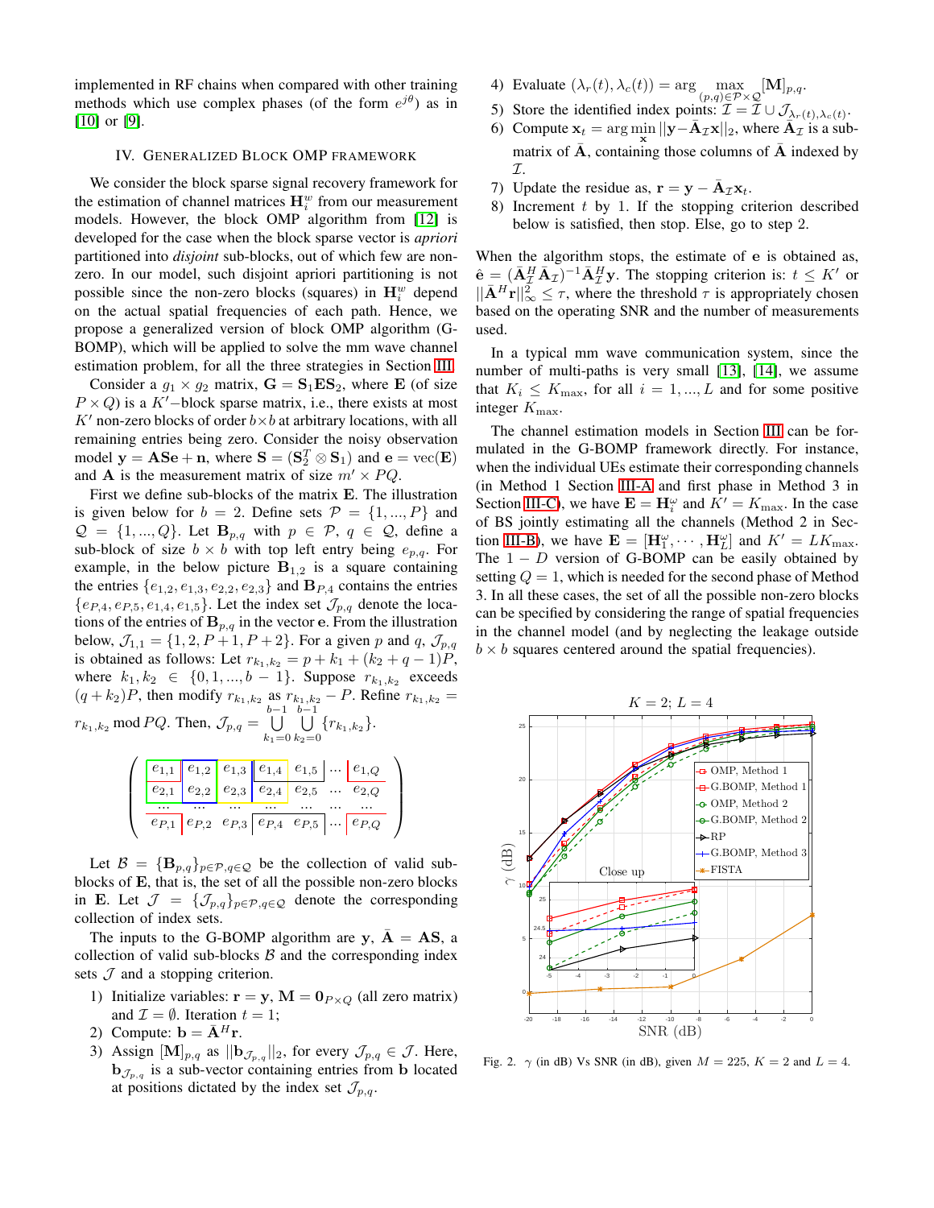implemented in RF chains when compared with other training methods which use complex phases (of the form $e^{j\theta}$) as in [10] or [9].

## IV. Generalized Block OMP Framework

We consider the block sparse signal recovery framework for the estimation of channel matrices $\mathbf{H}_i^w$ from our measurement models. However, the block OMP algorithm from [12] is developed for the case when the block sparse vector is *apriori* partitioned into *disjoint* sub-blocks, out of which few are non-zero. In our model, such disjoint apriori partitioning is not possible since the non-zero blocks (squares) in $\mathbf{H}_i^w$ depend on the actual spatial frequencies of each path. Hence, we propose a generalized version of block OMP algorithm (G-BOMP), which will be applied to solve the mm wave channel estimation problem, for all the three strategies in Section III.

Consider a $g_1 \times g_2$ matrix, $\mathbf{G} = \mathbf{S}_1 \mathbf{E} \mathbf{S}_2$, where $\mathbf{E}$ (of size $P \times Q$) is a $K'-$block sparse matrix, i.e., there exists at most $K'$ non-zero blocks of order $b \times b$ at arbitrary locations, with all remaining entries being zero. Consider the noisy observation model $\mathbf{y} = \mathbf{A}\mathbf{S}\mathbf{e} + \mathbf{n}$, where $\mathbf{S} = (\mathbf{S}_2^T \otimes \mathbf{S}_1)$ and $\mathbf{e} = \text{vec}(\mathbf{E})$ and $\mathbf{A}$ is the measurement matrix of size $m' \times PQ$.

First we define sub-blocks of the matrix $\mathbf{E}$. The illustration is given below for $b = 2$. Define sets $\mathcal{P} = \{1, ..., P\}$ and $\mathcal{Q} = \{1, ..., Q\}$. Let $\mathbf{B}_{p,q}$ with $p \in \mathcal{P}$, $q \in \mathcal{Q}$, define a sub-block of size $b \times b$ with top left entry being $e_{p,q}$. For example, in the below picture $\mathbf{B}_{1,2}$ is a square containing the entries $\{e_{1,2}, e_{1,3}, e_{2,2}, e_{2,3}\}$ and $\mathbf{B}_{P,4}$ contains the entries $\{e_{P,4}, e_{P,5}, e_{1,4}, e_{1,5}\}$. Let the index set $\mathcal{J}_{p,q}$ denote the locations of the entries of $\mathbf{B}_{p,q}$ in the vector $\mathbf{e}$. From the illustration below, $\mathcal{J}_{1,1} = \{1, 2, P+1, P+2\}$. For a given $p$ and $q$, $\mathcal{J}_{p,q}$ is obtained as follows: Let $r_{k_1,k_2} = p + k_1 + (k_2 + q - 1)P$, where $k_1, k_2 \in \{0, 1, ..., b-1\}$. Suppose $r_{k_1,k_2}$ exceeds $(q + k_2)P$, then modify $r_{k_1,k_2}$ as $r_{k_1,k_2} - P$. Refine $r_{k_1,k_2} = r_{k_1,k_2} \bmod PQ$. Then, $\mathcal{J}_{p,q} = \bigcup_{k_1=0}^{b-1} \bigcup_{k_2=0}^{b-1} \{r_{k_1,k_2}\}$.

$$
\begin{pmatrix}
e_{1,1} & e_{1,2} & e_{1,3} & e_{1,4} & e_{1,5} & \cdots & e_{1,Q} \\
e_{2,1} & e_{2,2} & e_{2,3} & e_{2,4} & e_{2,5} & \cdots & e_{2,Q} \\
\cdots & \cdots & \cdots & \cdots & \cdots & \cdots & \cdots \\
e_{P,1} & e_{P,2} & e_{P,3} & e_{P,4} & e_{P,5} & \cdots & e_{P,Q}
\end{pmatrix}
$$

Let $\mathcal{B} = \{\mathbf{B}_{p,q}\}_{p \in \mathcal{P}, q \in \mathcal{Q}}$ be the collection of valid sub-blocks of $\mathbf{E}$, that is, the set of all the possible non-zero blocks in $\mathbf{E}$. Let $\mathcal{J} = \{\mathcal{J}_{p,q}\}_{p \in \mathcal{P}, q \in \mathcal{Q}}$ denote the corresponding collection of index sets.

The inputs to the G-BOMP algorithm are $\mathbf{y}$, $\bar{\mathbf{A}} = \mathbf{A}\mathbf{S}$, a collection of valid sub-blocks $\mathcal{B}$ and the corresponding index sets $\mathcal{J}$ and a stopping criterion.

1) Initialize variables: $\mathbf{r} = \mathbf{y}$, $\mathbf{M} = \mathbf{0}_{P \times Q}$ (all zero matrix) and $\mathcal{I} = \emptyset$. Iteration $t = 1$;
2) Compute: $\mathbf{b} = \bar{\mathbf{A}}^H \mathbf{r}$.
3) Assign $[\mathbf{M}]_{p,q}$ as $||\mathbf{b}_{\mathcal{J}_{p,q}}||_2$, for every $\mathcal{J}_{p,q} \in \mathcal{J}$. Here, $\mathbf{b}_{\mathcal{J}_{p,q}}$ is a sub-vector containing entries from $\mathbf{b}$ located at positions dictated by the index set $\mathcal{J}_{p,q}$.
4) Evaluate $(\lambda_r(t), \lambda_c(t)) = \arg \max_{(p,q) \in \mathcal{P} \times \mathcal{Q}} [\mathbf{M}]_{p,q}$.
5) Store the identified index points: $\mathcal{I} = \mathcal{I} \cup \mathcal{J}_{\lambda_r(t), \lambda_c(t)}$.
6) Compute $\mathbf{x}_t = \arg \min_{\mathbf{x}} ||\mathbf{y} - \bar{\mathbf{A}}_{\mathcal{I}} \mathbf{x}||_2$, where $\bar{\mathbf{A}}_{\mathcal{I}}$ is a sub-matrix of $\bar{\mathbf{A}}$, containing those columns of $\bar{\mathbf{A}}$ indexed by $\mathcal{I}$.
7) Update the residue as, $\mathbf{r} = \mathbf{y} - \bar{\mathbf{A}}_{\mathcal{I}} \mathbf{x}_t$.
8) Increment $t$ by 1. If the stopping criterion described below is satisfied, then stop. Else, go to step 2.

When the algorithm stops, the estimate of $\mathbf{e}$ is obtained as, $\hat{\mathbf{e}} = (\bar{\mathbf{A}}_{\mathcal{I}}^H \bar{\mathbf{A}}_{\mathcal{I}})^{-1} \bar{\mathbf{A}}_{\mathcal{I}}^H \mathbf{y}$. The stopping criterion is: $t \leq K'$ or $||\bar{\mathbf{A}}^H \mathbf{r}||_\infty^2 \leq \tau$, where the threshold $\tau$ is appropriately chosen based on the operating SNR and the number of measurements used.

In a typical mm wave communication system, since the number of multi-paths is very small [13], [14], we assume that $K_i \leq K_{\max}$, for all $i = 1, ..., L$ and for some positive integer $K_{\max}$.

The channel estimation models in Section III can be formulated in the G-BOMP framework directly. For instance, when the individual UEs estimate their corresponding channels (in Method 1 Section III-A and first phase in Method 3 in Section III-C), we have $\mathbf{E} = \mathbf{H}_i^\omega$ and $K' = K_{\max}$. In the case of BS jointly estimating all the channels (Method 2 in Section III-B), we have $\mathbf{E} = [\mathbf{H}_1^\omega, \cdots, \mathbf{H}_L^\omega]$ and $K' = LK_{\max}$. The $1-D$ version of G-BOMP can be easily obtained by setting $Q = 1$, which is needed for the second phase of Method 3. In all these cases, the set of all the possible non-zero blocks can be specified by considering the range of spatial frequencies in the channel model (and by neglecting the leakage outside $b \times b$ squares centered around the spatial frequencies).

Fig. 2. $\gamma$ (in dB) Vs SNR (in dB), given $M = 225$, $K = 2$ and $L = 4$.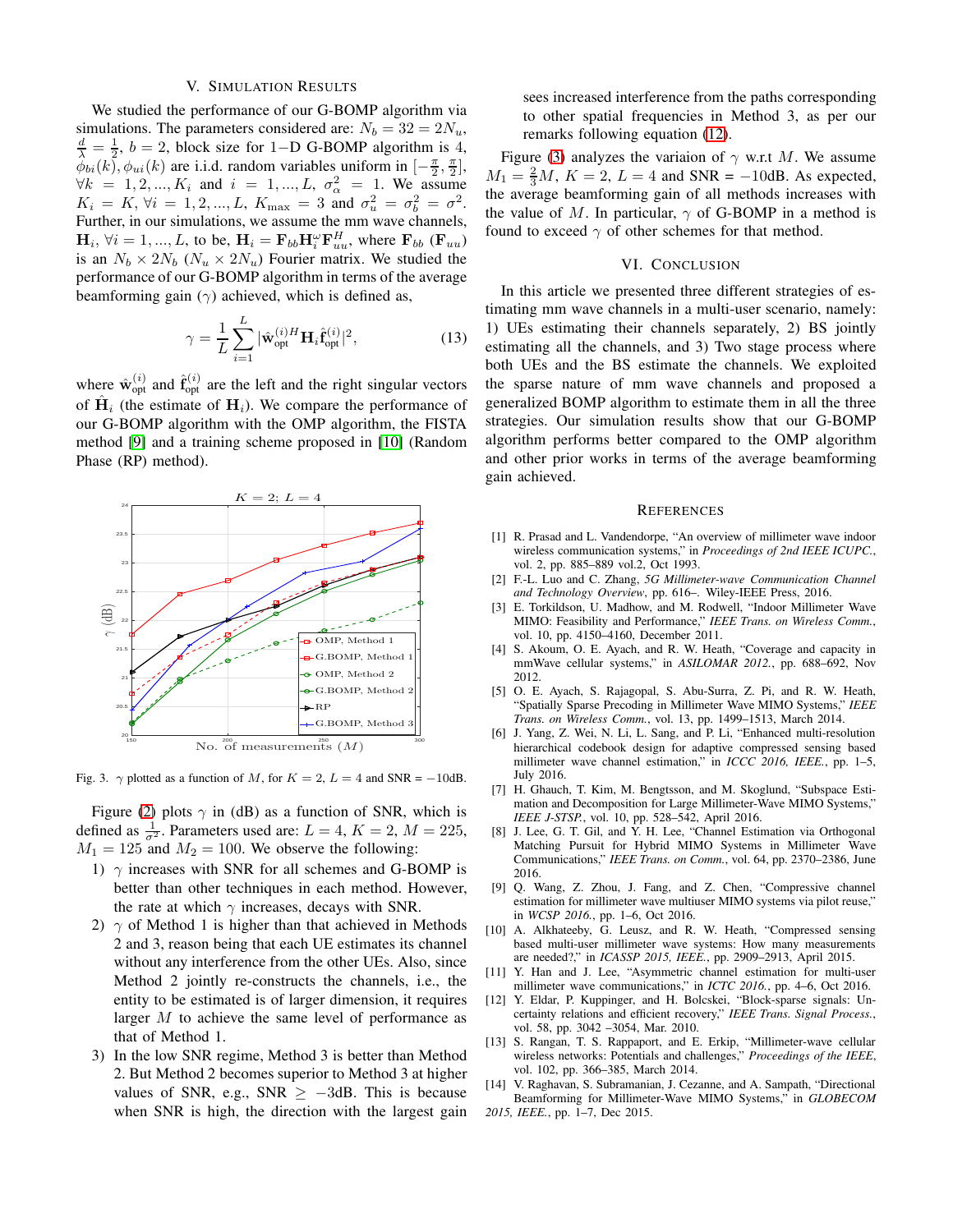## V. Simulation Results

We studied the performance of our G-BOMP algorithm via simulations. The parameters considered are: $N_b = 32 = 2N_u$, $\frac{d}{\lambda} = \frac{1}{2}$, $b = 2$, block size for $1-$D G-BOMP algorithm is 4, $\phi_{bi}(k), \phi_{ui}(k)$ are i.i.d. random variables uniform in $[-\frac{\pi}{2}, \frac{\pi}{2}]$, $\forall k = 1, 2, ..., K_i$ and $i = 1, ..., L$, $\sigma_\alpha^2 = 1$. We assume $K_i = K, \forall i = 1, 2, ..., L$, $K_{\max} = 3$ and $\sigma_u^2 = \sigma_b^2 = \sigma^2$. Further, in our simulations, we assume the mm wave channels, $\mathbf{H}_i, \forall i = 1, ..., L$, to be, $\mathbf{H}_i = \mathbf{F}_{bb}\mathbf{H}_i^{\omega}\mathbf{F}_{uu}^H$, where $\mathbf{F}_{bb}$ ($\mathbf{F}_{uu}$) is an $N_b \times 2N_b$ ($N_u \times 2N_u$) Fourier matrix. We studied the performance of our G-BOMP algorithm in terms of the average beamforming gain ($\gamma$) achieved, which is defined as,

$$\gamma = \frac{1}{L}\sum_{i=1}^{L} |\hat{\mathbf{w}}_{\text{opt}}^{(i)H}\mathbf{H}_i\hat{\mathbf{f}}_{\text{opt}}^{(i)}|^2, \tag{13}$$

where $\hat{\mathbf{w}}_{\text{opt}}^{(i)}$ and $\hat{\mathbf{f}}_{\text{opt}}^{(i)}$ are the left and the right singular vectors of $\hat{\mathbf{H}}_i$ (the estimate of $\mathbf{H}_i$). We compare the performance of our G-BOMP algorithm with the OMP algorithm, the FISTA method [9] and a training scheme proposed in [10] (Random Phase (RP) method).

$K = 2$; $L = 4$

$\gamma$ (dB)

No. of measurements ($M$)

24, 23.5, 23, 22.5, 22, 21.5, 21, 20.5, 20

150, 200, 250, 300

OMP, Method 1
G.BOMP, Method 1
OMP, Method 2
G.BOMP, Method 2
RP
G.BOMP, Method 3

Fig. 3. $\gamma$ plotted as a function of $M$, for $K = 2$, $L = 4$ and SNR = $-10$dB.

Figure (2) plots $\gamma$ in (dB) as a function of SNR, which is defined as $\frac{1}{\sigma^2}$. Parameters used are: $L = 4$, $K = 2$, $M = 225$, $M_1 = 125$ and $M_2 = 100$. We observe the following:

1) $\gamma$ increases with SNR for all schemes and G-BOMP is better than other techniques in each method. However, the rate at which $\gamma$ increases, decays with SNR.
2) $\gamma$ of Method 1 is higher than that achieved in Methods 2 and 3, reason being that each UE estimates its channel without any interference from the other UEs. Also, since Method 2 jointly re-constructs the channels, i.e., the entity to be estimated is of larger dimension, it requires larger $M$ to achieve the same level of performance as that of Method 1.
3) In the low SNR regime, Method 3 is better than Method 2. But Method 2 becomes superior to Method 3 at higher values of SNR, e.g., SNR $\geq -3$dB. This is because when SNR is high, the direction with the largest gain sees increased interference from the paths corresponding to other spatial frequencies in Method 3, as per our remarks following equation (12).

Figure (3) analyzes the variaion of $\gamma$ w.r.t $M$. We assume $M_1 = \frac{2}{3}M$, $K = 2$, $L = 4$ and SNR = $-10$dB. As expected, the average beamforming gain of all methods increases with the value of $M$. In particular, $\gamma$ of G-BOMP in a method is found to exceed $\gamma$ of other schemes for that method.

## VI. Conclusion

In this article we presented three different strategies of estimating mm wave channels in a multi-user scenario, namely: 1) UEs estimating their channels separately, 2) BS jointly estimating all the channels, and 3) Two stage process where both UEs and the BS estimate the channels. We exploited the sparse nature of mm wave channels and proposed a generalized BOMP algorithm to estimate them in all the three strategies. Our simulation results show that our G-BOMP algorithm performs better compared to the OMP algorithm and other prior works in terms of the average beamforming gain achieved.

## References

[1] R. Prasad and L. Vandendorpe, "An overview of millimeter wave indoor wireless communication systems," in *Proceedings of 2nd IEEE ICUPC.*, vol. 2, pp. 885–889 vol.2, Oct 1993.

[2] F.-L. Luo and C. Zhang, *5G Millimeter-wave Communication Channel and Technology Overview*, pp. 616–. Wiley-IEEE Press, 2016.

[3] E. Torkildson, U. Madhow, and M. Rodwell, "Indoor Millimeter Wave MIMO: Feasibility and Performance," *IEEE Trans. on Wireless Comm.*, vol. 10, pp. 4150–4160, December 2011.

[4] S. Akoum, O. E. Ayach, and R. W. Heath, "Coverage and capacity in mmWave cellular systems," in *ASILOMAR 2012.*, pp. 688–692, Nov 2012.

[5] O. E. Ayach, S. Rajagopal, S. Abu-Surra, Z. Pi, and R. W. Heath, "Spatially Sparse Precoding in Millimeter Wave MIMO Systems," *IEEE Trans. on Wireless Comm.*, vol. 13, pp. 1499–1513, March 2014.

[6] J. Yang, Z. Wei, N. Li, L. Sang, and P. Li, "Enhanced multi-resolution hierarchical codebook design for adaptive compressed sensing based millimeter wave channel estimation," in *ICCC 2016, IEEE.*, pp. 1–5, July 2016.

[7] H. Ghauch, T. Kim, M. Bengtsson, and M. Skoglund, "Subspace Estimation and Decomposition for Large Millimeter-Wave MIMO Systems," *IEEE J-STSP.*, vol. 10, pp. 528–542, April 2016.

[8] J. Lee, G. T. Gil, and Y. H. Lee, "Channel Estimation via Orthogonal Matching Pursuit for Hybrid MIMO Systems in Millimeter Wave Communications," *IEEE Trans. on Comm.*, vol. 64, pp. 2370–2386, June 2016.

[9] Q. Wang, Z. Zhou, J. Fang, and Z. Chen, "Compressive channel estimation for millimeter wave multiuser MIMO systems via pilot reuse," in *WCSP 2016.*, pp. 1–6, Oct 2016.

[10] A. Alkhateeby, G. Leusz, and R. W. Heath, "Compressed sensing based multi-user millimeter wave systems: How many measurements are needed?," in *ICASSP 2015, IEEE.*, pp. 2909–2913, April 2015.

[11] Y. Han and J. Lee, "Asymmetric channel estimation for multi-user millimeter wave communications," in *ICTC 2016.*, pp. 4–6, Oct 2016.

[12] Y. Eldar, P. Kuppinger, and H. Bolcskei, "Block-sparse signals: Uncertainty relations and efficient recovery," *IEEE Trans. Signal Process.*, vol. 58, pp. 3042 –3054, Mar. 2010.

[13] S. Rangan, T. S. Rappaport, and E. Erkip, "Millimeter-wave cellular wireless networks: Potentials and challenges," *Proceedings of the IEEE*, vol. 102, pp. 366–385, March 2014.

[14] V. Raghavan, S. Subramanian, J. Cezanne, and A. Sampath, "Directional Beamforming for Millimeter-Wave MIMO Systems," in *GLOBECOM 2015, IEEE.*, pp. 1–7, Dec 2015.